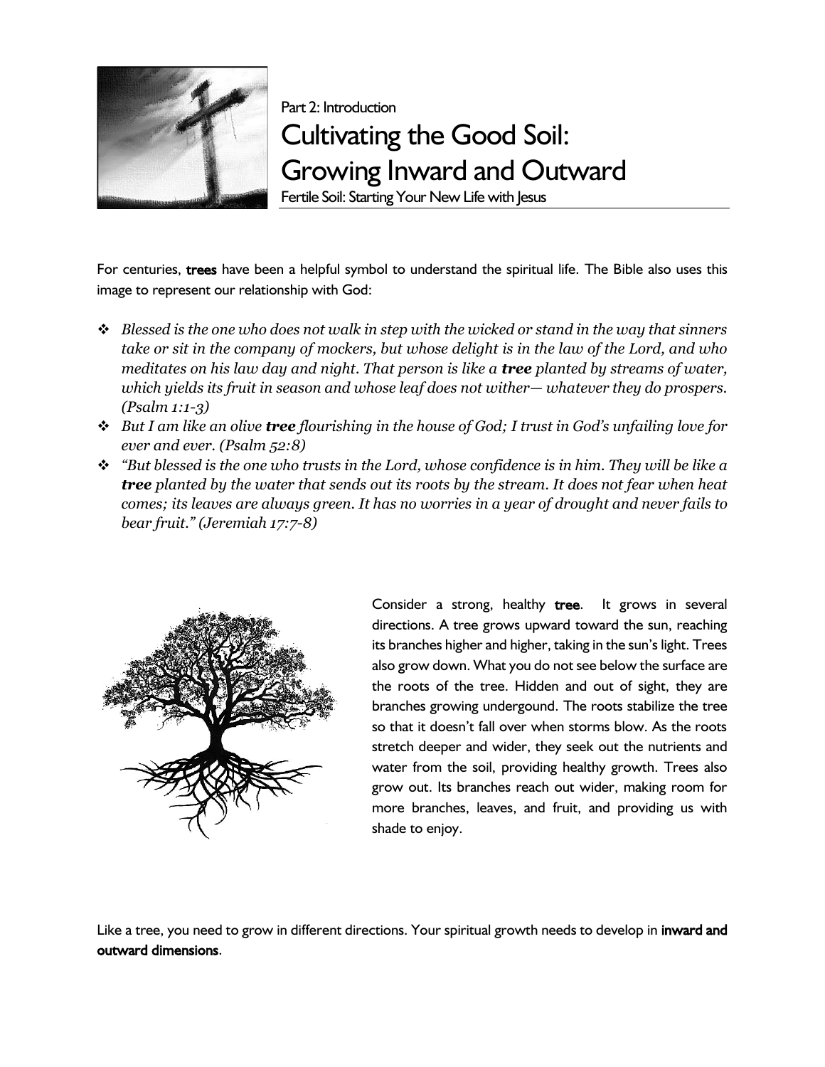Part 2: Introduction

# Cultivating the Good Soil: Growing Inward and Outward

Fertile Soil: Starting Your New Life with Jesus

For centuries, **trees** have been a helpful symbol to understand the spiritual life. The Bible also uses this image to represent our relationship with God:

- *Blessed is the one who does not walk in step with the wicked or stand in the way that sinners take or sit in the company of mockers, but whose delight is in the law of the Lord, and who meditates on his law day and night. That person is like a* ***tree*** *planted by streams of water, which yields its fruit in season and whose leaf does not wither— whatever they do prospers. (Psalm 1:1-3)*
- *But I am like an olive* ***tree*** *flourishing in the house of God; I trust in God's unfailing love for ever and ever. (Psalm 52:8)*
- *"But blessed is the one who trusts in the Lord, whose confidence is in him. They will be like a* ***tree*** *planted by the water that sends out its roots by the stream. It does not fear when heat comes; its leaves are always green. It has no worries in a year of drought and never fails to bear fruit." (Jeremiah 17:7-8)*

Consider a strong, healthy **tree**. It grows in several directions. A tree grows upward toward the sun, reaching its branches higher and higher, taking in the sun's light. Trees also grow down. What you do not see below the surface are the roots of the tree. Hidden and out of sight, they are branches growing undergound. The roots stabilize the tree so that it doesn't fall over when storms blow. As the roots stretch deeper and wider, they seek out the nutrients and water from the soil, providing healthy growth. Trees also grow out. Its branches reach out wider, making room for more branches, leaves, and fruit, and providing us with shade to enjoy.

Like a tree, you need to grow in different directions. Your spiritual growth needs to develop in **inward and outward dimensions**.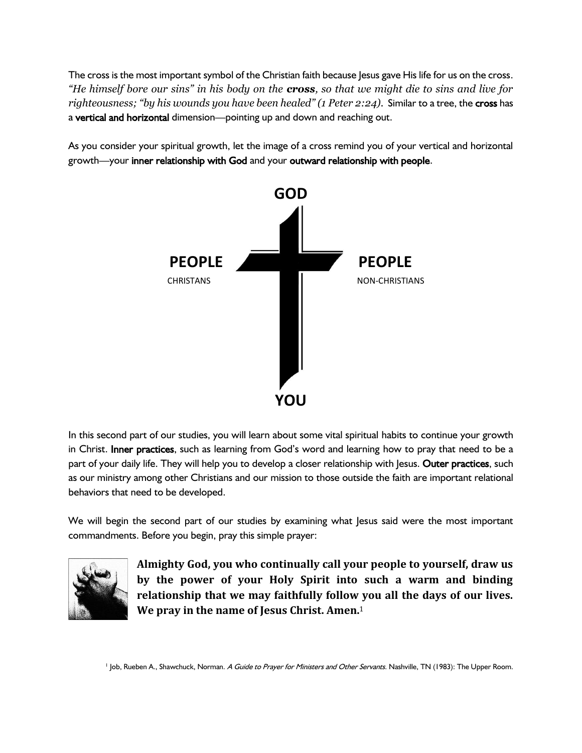The cross is the most important symbol of the Christian faith because Jesus gave His life for us on the cross. *"He himself bore our sins" in his body on the **cross**, so that we might die to sins and live for righteousness; "by his wounds you have been healed" (1 Peter 2:24).* Similar to a tree, the **cross** has a **vertical and horizontal** dimension—pointing up and down and reaching out.

As you consider your spiritual growth, let the image of a cross remind you of your vertical and horizontal growth—your **inner relationship with God** and your **outward relationship with people**.

GOD

PEOPLE
CHRISTANS

PEOPLE
NON-CHRISTIANS

YOU

In this second part of our studies, you will learn about some vital spiritual habits to continue your growth in Christ. **Inner practices**, such as learning from God's word and learning how to pray that need to be a part of your daily life. They will help you to develop a closer relationship with Jesus. **Outer practices**, such as our ministry among other Christians and our mission to those outside the faith are important relational behaviors that need to be developed.

We will begin the second part of our studies by examining what Jesus said were the most important commandments. Before you begin, pray this simple prayer:

**Almighty God, you who continually call your people to yourself, draw us by the power of your Holy Spirit into such a warm and binding relationship that we may faithfully follow you all the days of our lives. We pray in the name of Jesus Christ. Amen.**[1]

[1] Job, Rueben A., Shawchuck, Norman. *A Guide to Prayer for Ministers and Other Servants.* Nashville, TN (1983): The Upper Room.